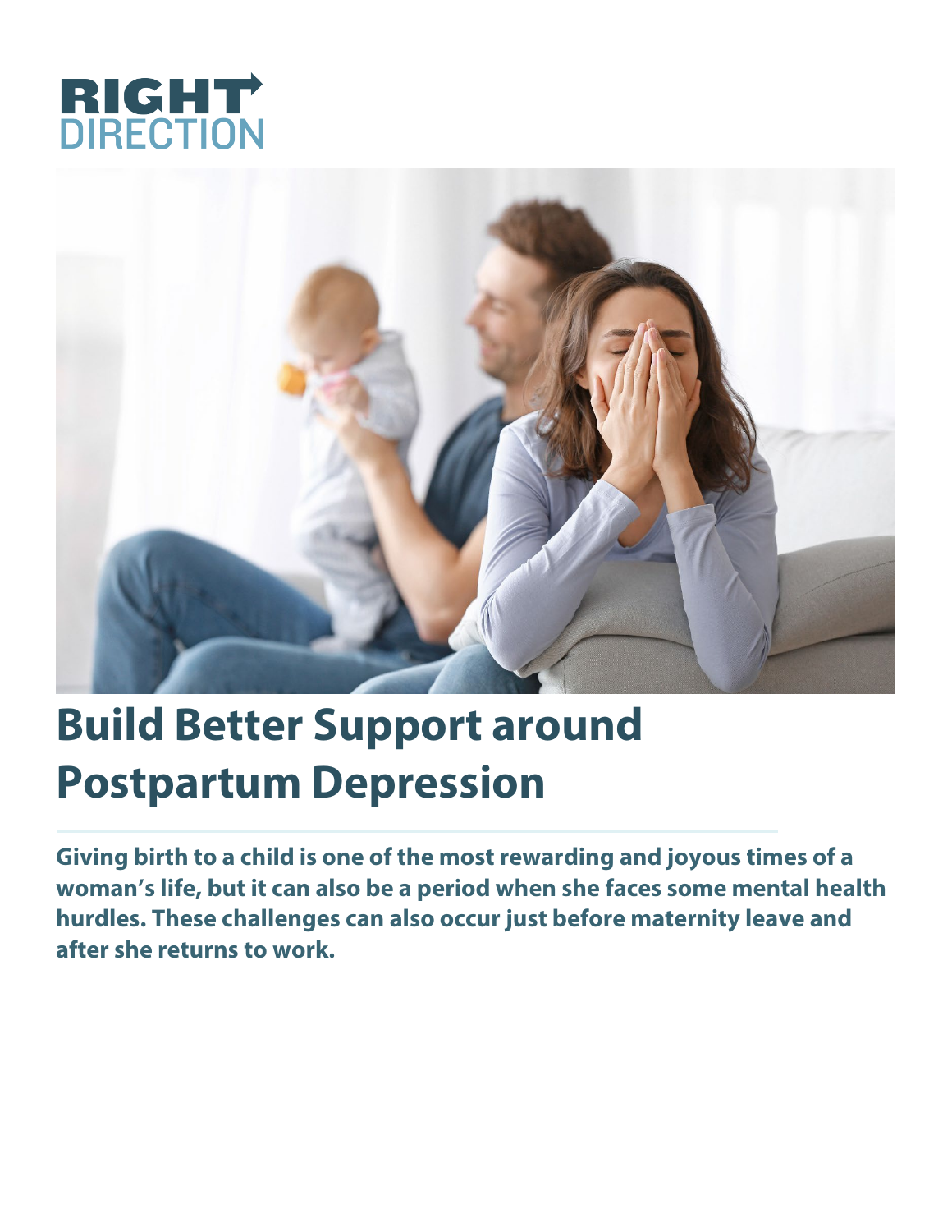RIGHT DIRECTION

# Build Better Support around Postpartum Depression

**Giving birth to a child is one of the most rewarding and joyous times of a woman's life, but it can also be a period when she faces some mental health hurdles. These challenges can also occur just before maternity leave and after she returns to work.**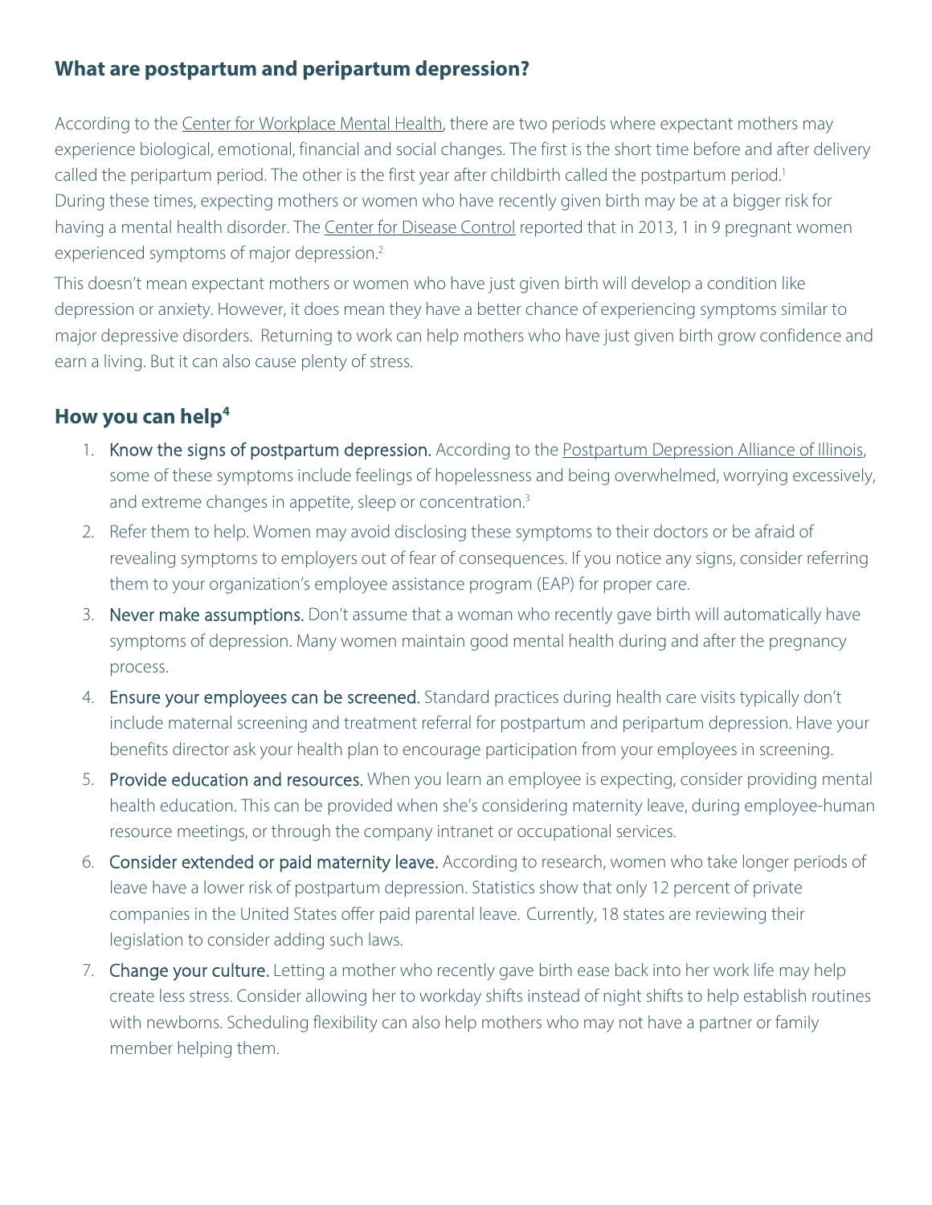## What are postpartum and peripartum depression?

According to the Center for Workplace Mental Health, there are two periods where expectant mothers may experience biological, emotional, financial and social changes. The first is the short time before and after delivery called the peripartum period. The other is the first year after childbirth called the postpartum period.[1] During these times, expecting mothers or women who have recently given birth may be at a bigger risk for having a mental health disorder. The Center for Disease Control reported that in 2013, 1 in 9 pregnant women experienced symptoms of major depression.[2]

This doesn't mean expectant mothers or women who have just given birth will develop a condition like depression or anxiety. However, it does mean they have a better chance of experiencing symptoms similar to major depressive disorders. Returning to work can help mothers who have just given birth grow confidence and earn a living. But it can also cause plenty of stress.

## How you can help[4]

1. **Know the signs of postpartum depression.** According to the Postpartum Depression Alliance of Illinois, some of these symptoms include feelings of hopelessness and being overwhelmed, worrying excessively, and extreme changes in appetite, sleep or concentration.[3]
2. Refer them to help. Women may avoid disclosing these symptoms to their doctors or be afraid of revealing symptoms to employers out of fear of consequences. If you notice any signs, consider referring them to your organization's employee assistance program (EAP) for proper care.
3. **Never make assumptions.** Don't assume that a woman who recently gave birth will automatically have symptoms of depression. Many women maintain good mental health during and after the pregnancy process.
4. **Ensure your employees can be screened.** Standard practices during health care visits typically don't include maternal screening and treatment referral for postpartum and peripartum depression. Have your benefits director ask your health plan to encourage participation from your employees in screening.
5. **Provide education and resources.** When you learn an employee is expecting, consider providing mental health education. This can be provided when she's considering maternity leave, during employee-human resource meetings, or through the company intranet or occupational services.
6. **Consider extended or paid maternity leave.** According to research, women who take longer periods of leave have a lower risk of postpartum depression. Statistics show that only 12 percent of private companies in the United States offer paid parental leave. Currently, 18 states are reviewing their legislation to consider adding such laws.
7. **Change your culture.** Letting a mother who recently gave birth ease back into her work life may help create less stress. Consider allowing her to workday shifts instead of night shifts to help establish routines with newborns. Scheduling flexibility can also help mothers who may not have a partner or family member helping them.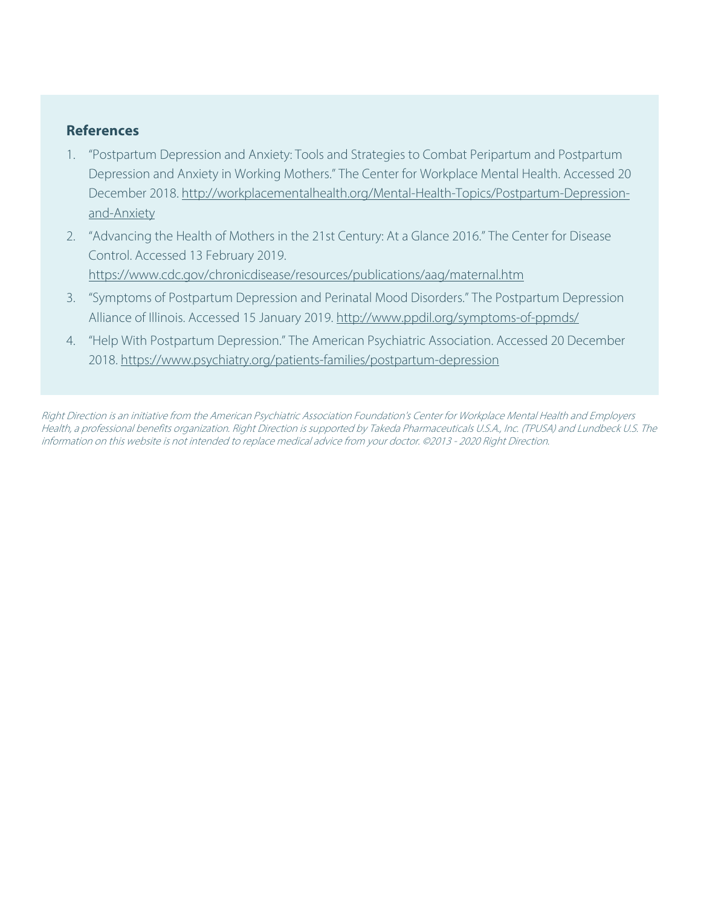## References

1. "Postpartum Depression and Anxiety: Tools and Strategies to Combat Peripartum and Postpartum Depression and Anxiety in Working Mothers." The Center for Workplace Mental Health. Accessed 20 December 2018. http://workplacementalhealth.org/Mental-Health-Topics/Postpartum-Depression-and-Anxiety
2. "Advancing the Health of Mothers in the 21st Century: At a Glance 2016." The Center for Disease Control. Accessed 13 February 2019. https://www.cdc.gov/chronicdisease/resources/publications/aag/maternal.htm
3. "Symptoms of Postpartum Depression and Perinatal Mood Disorders." The Postpartum Depression Alliance of Illinois. Accessed 15 January 2019. http://www.ppdil.org/symptoms-of-ppmds/
4. "Help With Postpartum Depression." The American Psychiatric Association. Accessed 20 December 2018. https://www.psychiatry.org/patients-families/postpartum-depression

*Right Direction is an initiative from the American Psychiatric Association Foundation's Center for Workplace Mental Health and Employers Health, a professional benefits organization. Right Direction is supported by Takeda Pharmaceuticals U.S.A., Inc. (TPUSA) and Lundbeck U.S. The information on this website is not intended to replace medical advice from your doctor. ©2013 - 2020 Right Direction.*